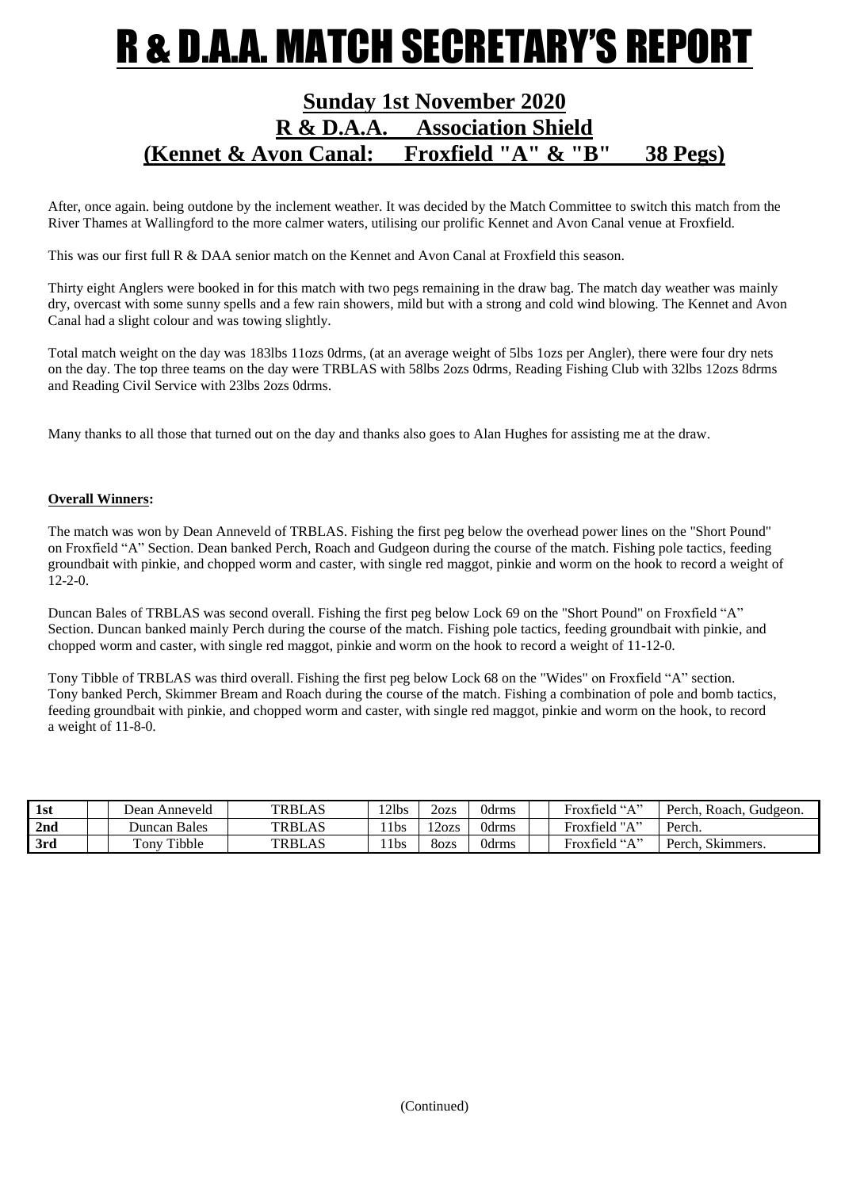# R & D.A.A. MATCH SECRETARY'S REPORT

## Sunday 1st November 2020
## R & D.A.A. Association Shield
## (Kennet & Avon Canal: Froxfield "A" & "B" 38 Pegs)

After, once again. being outdone by the inclement weather. It was decided by the Match Committee to switch this match from the River Thames at Wallingford to the more calmer waters, utilising our prolific Kennet and Avon Canal venue at Froxfield.

This was our first full R & DAA senior match on the Kennet and Avon Canal at Froxfield this season.

Thirty eight Anglers were booked in for this match with two pegs remaining in the draw bag. The match day weather was mainly dry, overcast with some sunny spells and a few rain showers, mild but with a strong and cold wind blowing. The Kennet and Avon Canal had a slight colour and was towing slightly.

Total match weight on the day was 183lbs 11ozs 0drms, (at an average weight of 5lbs 1ozs per Angler), there were four dry nets on the day. The top three teams on the day were TRBLAS with 58lbs 2ozs 0drms, Reading Fishing Club with 32lbs 12ozs 8drms and Reading Civil Service with 23lbs 2ozs 0drms.

Many thanks to all those that turned out on the day and thanks also goes to Alan Hughes for assisting me at the draw.

**Overall Winners:**

The match was won by Dean Anneveld of TRBLAS. Fishing the first peg below the overhead power lines on the "Short Pound" on Froxfield "A" Section. Dean banked Perch, Roach and Gudgeon during the course of the match. Fishing pole tactics, feeding groundbait with pinkie, and chopped worm and caster, with single red maggot, pinkie and worm on the hook to record a weight of 12-2-0.

Duncan Bales of TRBLAS was second overall. Fishing the first peg below Lock 69 on the "Short Pound" on Froxfield "A" Section. Duncan banked mainly Perch during the course of the match. Fishing pole tactics, feeding groundbait with pinkie, and chopped worm and caster, with single red maggot, pinkie and worm on the hook to record a weight of 11-12-0.

Tony Tibble of TRBLAS was third overall. Fishing the first peg below Lock 68 on the "Wides" on Froxfield "A" section. Tony banked Perch, Skimmer Bream and Roach during the course of the match. Fishing a combination of pole and bomb tactics, feeding groundbait with pinkie, and chopped worm and caster, with single red maggot, pinkie and worm on the hook, to record a weight of 11-8-0.

| | | | | | | | | | |
|---|---|---|---|---|---|---|---|---|---|
| **1st** | | Dean Anneveld | TRBLAS | 12lbs | 2ozs | 0drms | | Froxfield "A" | Perch, Roach, Gudgeon. |
| **2nd** | | Duncan Bales | TRBLAS | 11bs | 12ozs | 0drms | | Froxfield "A" | Perch. |
| **3rd** | | Tony Tibble | TRBLAS | 11bs | 8ozs | 0drms | | Froxfield "A" | Perch, Skimmers. |

(Continued)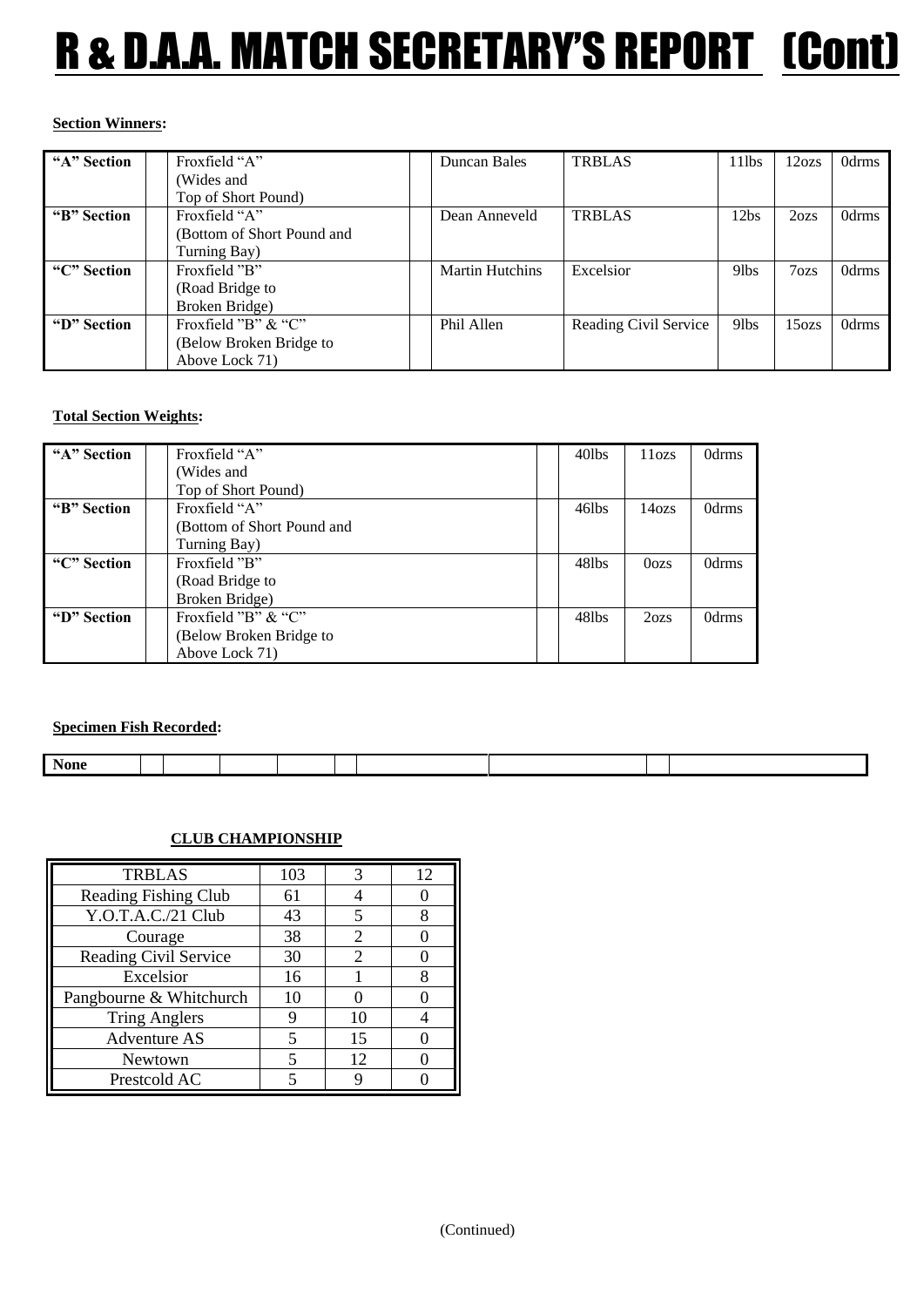# R & D.A.A. MATCH SECRETARY'S REPORT (Cont)

**Section Winners:**

| | | | | | | | |
|---|---|---|---|---|---|---|---|
| **"A" Section** | Froxfield "A" (Wides and Top of Short Pound) | | Duncan Bales | TRBLAS | 11lbs | 12ozs | 0drms |
| **"B" Section** | Froxfield "A" (Bottom of Short Pound and Turning Bay) | | Dean Anneveld | TRBLAS | 12bs | 2ozs | 0drms |
| **"C" Section** | Froxfield "B" (Road Bridge to Broken Bridge) | | Martin Hutchins | Excelsior | 9lbs | 7ozs | 0drms |
| **"D" Section** | Froxfield "B" & "C" (Below Broken Bridge to Above Lock 71) | | Phil Allen | Reading Civil Service | 9lbs | 15ozs | 0drms |

**Total Section Weights:**

| | | | | | |
|---|---|---|---|---|---|
| **"A" Section** | Froxfield "A" (Wides and Top of Short Pound) | | 40lbs | 11ozs | 0drms |
| **"B" Section** | Froxfield "A" (Bottom of Short Pound and Turning Bay) | | 46lbs | 14ozs | 0drms |
| **"C" Section** | Froxfield "B" (Road Bridge to Broken Bridge) | | 48lbs | 0ozs | 0drms |
| **"D" Section** | Froxfield "B" & "C" (Below Broken Bridge to Above Lock 71) | | 48lbs | 2ozs | 0drms |

**Specimen Fish Recorded:**

| | | | | | | | | | |
|---|---|---|---|---|---|---|---|---|---|
| **None** | | | | | | | | | |

**CLUB CHAMPIONSHIP**

| | | | |
|---|---|---|---|
| TRBLAS | 103 | 3 | 12 |
| Reading Fishing Club | 61 | 4 | 0 |
| Y.O.T.A.C./21 Club | 43 | 5 | 8 |
| Courage | 38 | 2 | 0 |
| Reading Civil Service | 30 | 2 | 0 |
| Excelsior | 16 | 1 | 8 |
| Pangbourne & Whitchurch | 10 | 0 | 0 |
| Tring Anglers | 9 | 10 | 4 |
| Adventure AS | 5 | 15 | 0 |
| Newtown | 5 | 12 | 0 |
| Prestcold AC | 5 | 9 | 0 |

(Continued)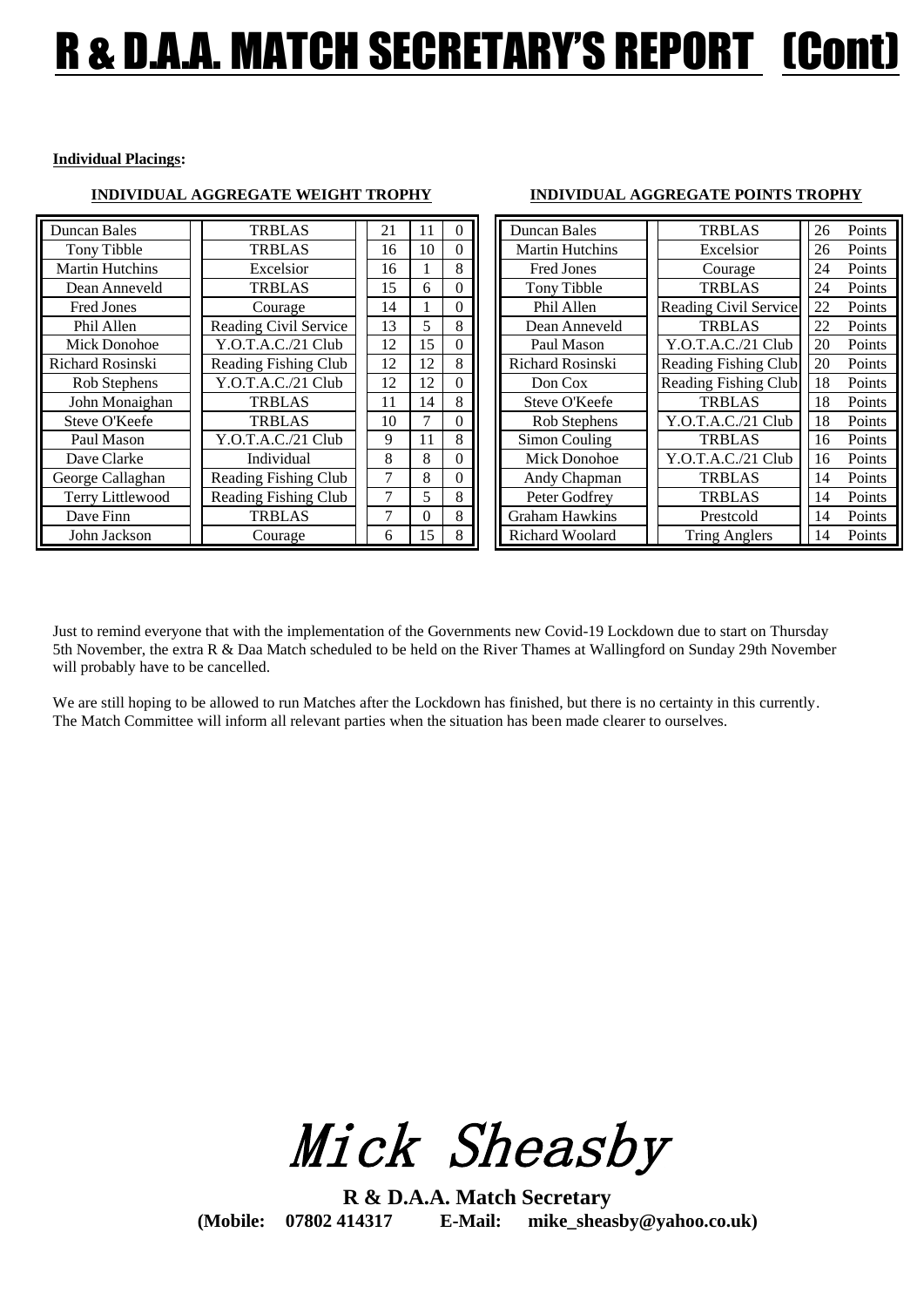# R & D.A.A. MATCH SECRETARY'S REPORT (Cont)

**Individual Placings:**

**INDIVIDUAL AGGREGATE WEIGHT TROPHY**

| | | | | |
|---|---|---|---|---|
| Duncan Bales | TRBLAS | 21 | 11 | 0 |
| Tony Tibble | TRBLAS | 16 | 10 | 0 |
| Martin Hutchins | Excelsior | 16 | 1 | 8 |
| Dean Anneveld | TRBLAS | 15 | 6 | 0 |
| Fred Jones | Courage | 14 | 1 | 0 |
| Phil Allen | Reading Civil Service | 13 | 5 | 8 |
| Mick Donohoe | Y.O.T.A.C./21 Club | 12 | 15 | 0 |
| Richard Rosinski | Reading Fishing Club | 12 | 12 | 8 |
| Rob Stephens | Y.O.T.A.C./21 Club | 12 | 12 | 0 |
| John Monaighan | TRBLAS | 11 | 14 | 8 |
| Steve O'Keefe | TRBLAS | 10 | 7 | 0 |
| Paul Mason | Y.O.T.A.C./21 Club | 9 | 11 | 8 |
| Dave Clarke | Individual | 8 | 8 | 0 |
| George Callaghan | Reading Fishing Club | 7 | 8 | 0 |
| Terry Littlewood | Reading Fishing Club | 7 | 5 | 8 |
| Dave Finn | TRBLAS | 7 | 0 | 8 |
| John Jackson | Courage | 6 | 15 | 8 |

**INDIVIDUAL AGGREGATE POINTS TROPHY**

| | | | |
|---|---|---|---|
| Duncan Bales | TRBLAS | 26 | Points |
| Martin Hutchins | Excelsior | 26 | Points |
| Fred Jones | Courage | 24 | Points |
| Tony Tibble | TRBLAS | 24 | Points |
| Phil Allen | Reading Civil Service | 22 | Points |
| Dean Anneveld | TRBLAS | 22 | Points |
| Paul Mason | Y.O.T.A.C./21 Club | 20 | Points |
| Richard Rosinski | Reading Fishing Club | 20 | Points |
| Don Cox | Reading Fishing Club | 18 | Points |
| Steve O'Keefe | TRBLAS | 18 | Points |
| Rob Stephens | Y.O.T.A.C./21 Club | 18 | Points |
| Simon Couling | TRBLAS | 16 | Points |
| Mick Donohoe | Y.O.T.A.C./21 Club | 16 | Points |
| Andy Chapman | TRBLAS | 14 | Points |
| Peter Godfrey | TRBLAS | 14 | Points |
| Graham Hawkins | Prestcold | 14 | Points |
| Richard Woolard | Tring Anglers | 14 | Points |

Just to remind everyone that with the implementation of the Governments new Covid-19 Lockdown due to start on Thursday 5th November, the extra R & Daa Match scheduled to be held on the River Thames at Wallingford on Sunday 29th November will probably have to be cancelled.

We are still hoping to be allowed to run Matches after the Lockdown has finished, but there is no certainty in this currently. The Match Committee will inform all relevant parties when the situation has been made clearer to ourselves.

*Mick Sheasby*

**R & D.A.A. Match Secretary**
**(Mobile: 07802 414317 E-Mail: mike_sheasby@yahoo.co.uk)**